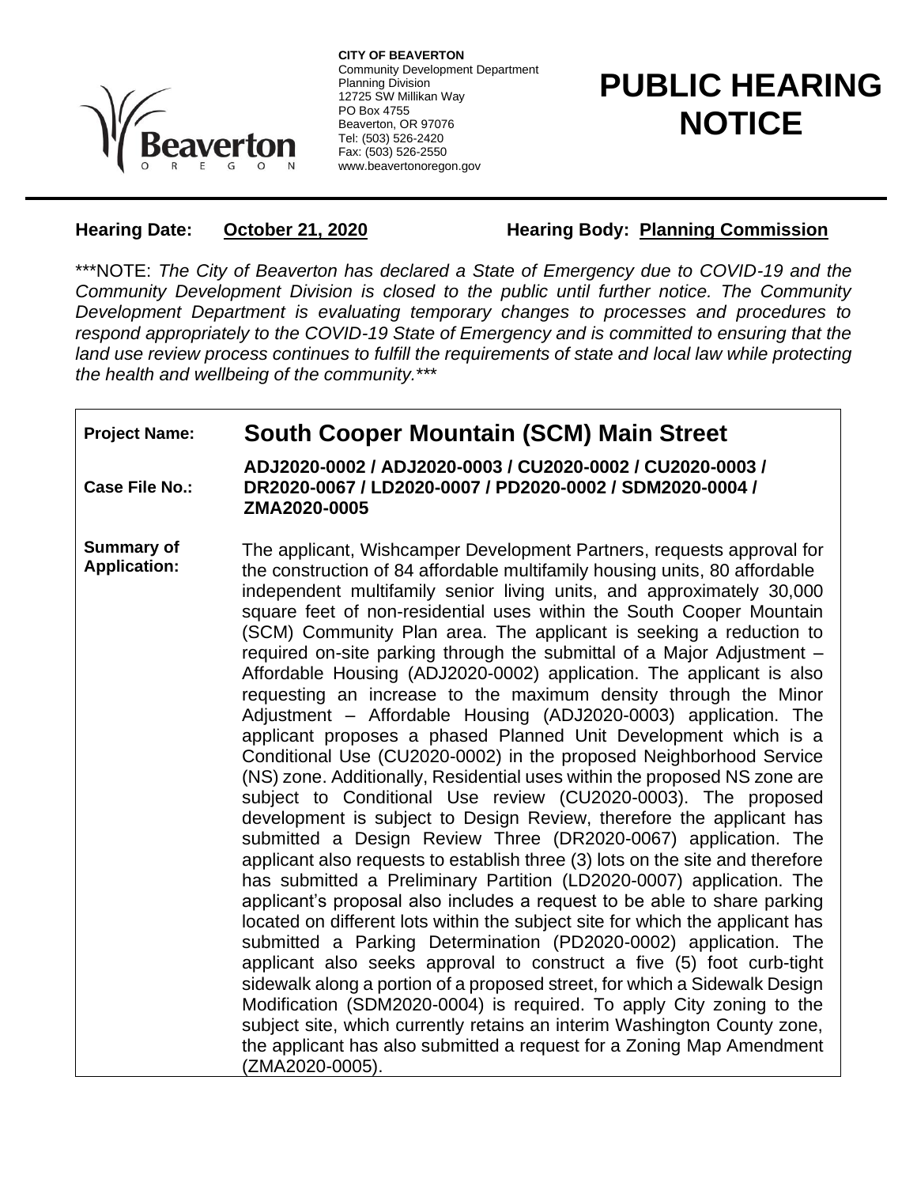**CITY OF BEAVERTON**
Community Development Department
Planning Division
12725 SW Millikan Way
PO Box 4755
Beaverton, OR 97076
Tel: (503) 526-2420
Fax: (503) 526-2550
www.beavertonoregon.gov

# PUBLIC HEARING NOTICE

**Hearing Date:** **October 21, 2020** **Hearing Body:** **Planning Commission**

***NOTE: *The City of Beaverton has declared a State of Emergency due to COVID-19 and the Community Development Division is closed to the public until further notice. The Community Development Department is evaluating temporary changes to processes and procedures to respond appropriately to the COVID-19 State of Emergency and is committed to ensuring that the land use review process continues to fulfill the requirements of state and local law while protecting the health and wellbeing of the community.****

| | |
|---|---|
| **Project Name:** | **South Cooper Mountain (SCM) Main Street** |
| **Case File No.:** | **ADJ2020-0002 / ADJ2020-0003 / CU2020-0002 / CU2020-0003 / DR2020-0067 / LD2020-0007 / PD2020-0002 / SDM2020-0004 / ZMA2020-0005** |
| **Summary of Application:** | The applicant, Wishcamper Development Partners, requests approval for the construction of 84 affordable multifamily housing units, 80 affordable independent multifamily senior living units, and approximately 30,000 square feet of non-residential uses within the South Cooper Mountain (SCM) Community Plan area. The applicant is seeking a reduction to required on-site parking through the submittal of a Major Adjustment – Affordable Housing (ADJ2020-0002) application. The applicant is also requesting an increase to the maximum density through the Minor Adjustment – Affordable Housing (ADJ2020-0003) application. The applicant proposes a phased Planned Unit Development which is a Conditional Use (CU2020-0002) in the proposed Neighborhood Service (NS) zone. Additionally, Residential uses within the proposed NS zone are subject to Conditional Use review (CU2020-0003). The proposed development is subject to Design Review, therefore the applicant has submitted a Design Review Three (DR2020-0067) application. The applicant also requests to establish three (3) lots on the site and therefore has submitted a Preliminary Partition (LD2020-0007) application. The applicant's proposal also includes a request to be able to share parking located on different lots within the subject site for which the applicant has submitted a Parking Determination (PD2020-0002) application. The applicant also seeks approval to construct a five (5) foot curb-tight sidewalk along a portion of a proposed street, for which a Sidewalk Design Modification (SDM2020-0004) is required. To apply City zoning to the subject site, which currently retains an interim Washington County zone, the applicant has also submitted a request for a Zoning Map Amendment (ZMA2020-0005). |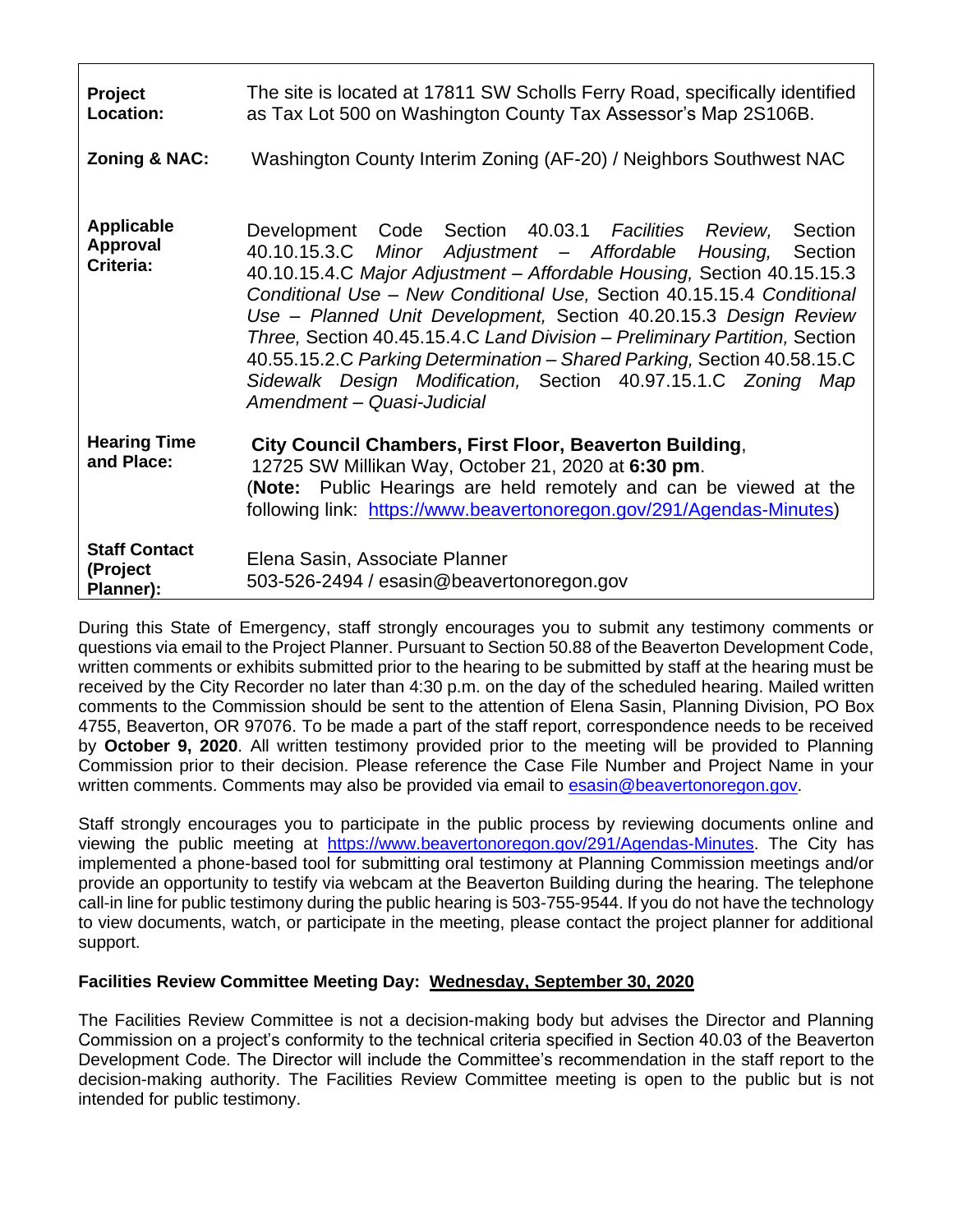| | |
|---|---|
| **Project Location:** | The site is located at 17811 SW Scholls Ferry Road, specifically identified as Tax Lot 500 on Washington County Tax Assessor's Map 2S106B. |
| **Zoning & NAC:** | Washington County Interim Zoning (AF-20) / Neighbors Southwest NAC |
| **Applicable Approval Criteria:** | Development Code Section 40.03.1 *Facilities Review,* Section 40.10.15.3.C *Minor Adjustment – Affordable Housing,* Section 40.10.15.4.C *Major Adjustment – Affordable Housing,* Section 40.15.15.3 *Conditional Use – New Conditional Use,* Section 40.15.15.4 *Conditional Use – Planned Unit Development,* Section 40.20.15.3 *Design Review Three,* Section 40.45.15.4.C *Land Division – Preliminary Partition,* Section 40.55.15.2.C *Parking Determination – Shared Parking,* Section 40.58.15.C *Sidewalk Design Modification,* Section 40.97.15.1.C *Zoning Map Amendment – Quasi-Judicial* |
| **Hearing Time and Place:** | **City Council Chambers, First Floor, Beaverton Building**, 12725 SW Millikan Way, October 21, 2020 at **6:30 pm**. (**Note:** Public Hearings are held remotely and can be viewed at the following link: https://www.beavertonoregon.gov/291/Agendas-Minutes) |
| **Staff Contact (Project Planner):** | Elena Sasin, Associate Planner<br>503-526-2494 / esasin@beavertonoregon.gov |

During this State of Emergency, staff strongly encourages you to submit any testimony comments or questions via email to the Project Planner. Pursuant to Section 50.88 of the Beaverton Development Code, written comments or exhibits submitted prior to the hearing to be submitted by staff at the hearing must be received by the City Recorder no later than 4:30 p.m. on the day of the scheduled hearing. Mailed written comments to the Commission should be sent to the attention of Elena Sasin, Planning Division, PO Box 4755, Beaverton, OR 97076. To be made a part of the staff report, correspondence needs to be received by **October 9, 2020**. All written testimony provided prior to the meeting will be provided to Planning Commission prior to their decision. Please reference the Case File Number and Project Name in your written comments. Comments may also be provided via email to esasin@beavertonoregon.gov.

Staff strongly encourages you to participate in the public process by reviewing documents online and viewing the public meeting at https://www.beavertonoregon.gov/291/Agendas-Minutes. The City has implemented a phone-based tool for submitting oral testimony at Planning Commission meetings and/or provide an opportunity to testify via webcam at the Beaverton Building during the hearing. The telephone call-in line for public testimony during the public hearing is 503-755-9544. If you do not have the technology to view documents, watch, or participate in the meeting, please contact the project planner for additional support.

**Facilities Review Committee Meeting Day: <u>Wednesday, September 30, 2020</u>**

The Facilities Review Committee is not a decision-making body but advises the Director and Planning Commission on a project's conformity to the technical criteria specified in Section 40.03 of the Beaverton Development Code. The Director will include the Committee's recommendation in the staff report to the decision-making authority. The Facilities Review Committee meeting is open to the public but is not intended for public testimony.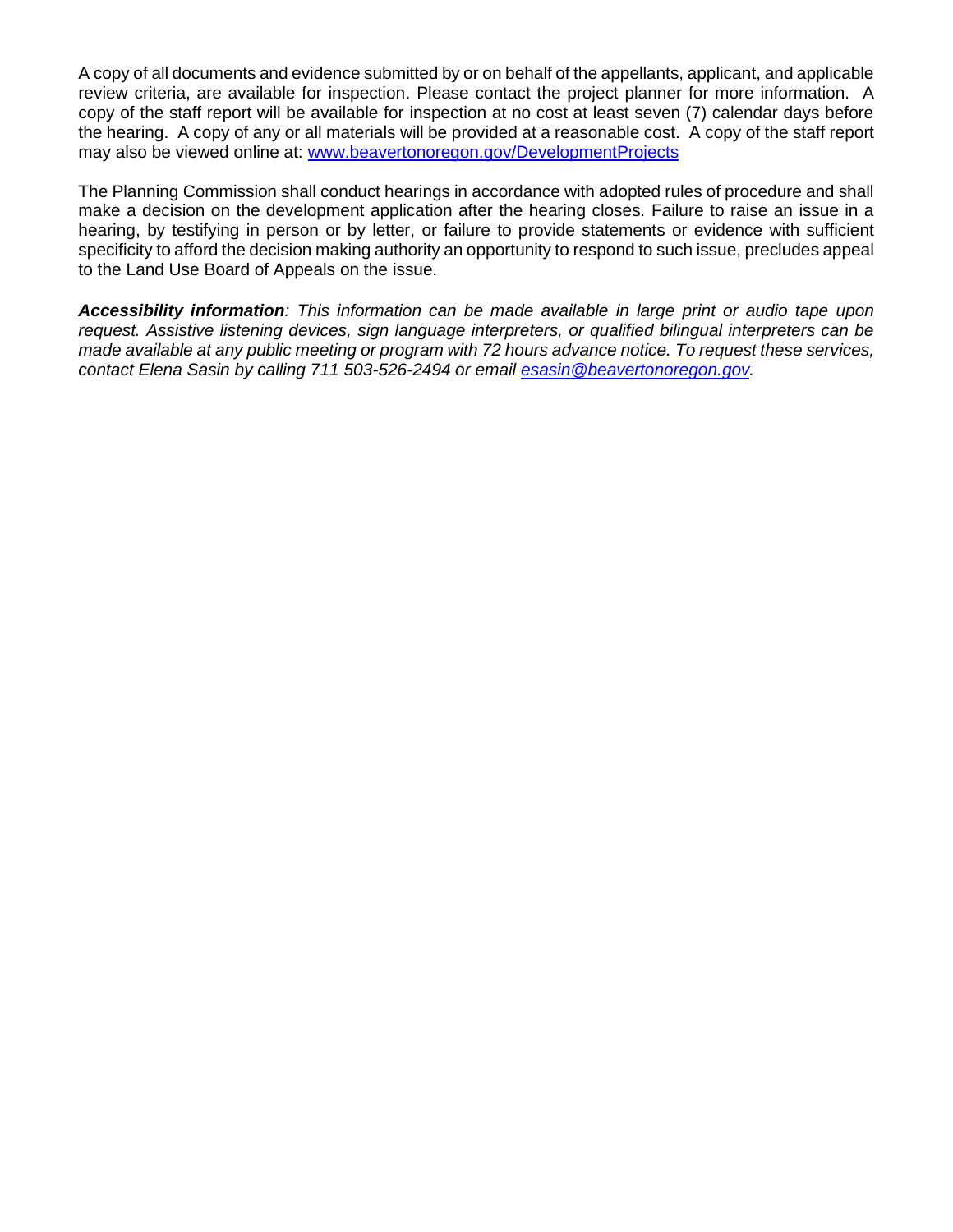A copy of all documents and evidence submitted by or on behalf of the appellants, applicant, and applicable review criteria, are available for inspection. Please contact the project planner for more information. A copy of the staff report will be available for inspection at no cost at least seven (7) calendar days before the hearing. A copy of any or all materials will be provided at a reasonable cost. A copy of the staff report may also be viewed online at: [www.beavertonoregon.gov/DevelopmentProjects](http://www.beavertonoregon.gov/DevelopmentProjects)

The Planning Commission shall conduct hearings in accordance with adopted rules of procedure and shall make a decision on the development application after the hearing closes. Failure to raise an issue in a hearing, by testifying in person or by letter, or failure to provide statements or evidence with sufficient specificity to afford the decision making authority an opportunity to respond to such issue, precludes appeal to the Land Use Board of Appeals on the issue.

***Accessibility information****: This information can be made available in large print or audio tape upon request. Assistive listening devices, sign language interpreters, or qualified bilingual interpreters can be made available at any public meeting or program with 72 hours advance notice. To request these services, contact Elena Sasin by calling 711 503-526-2494 or email [esasin@beavertonoregon.gov](mailto:esasin@beavertonoregon.gov).*